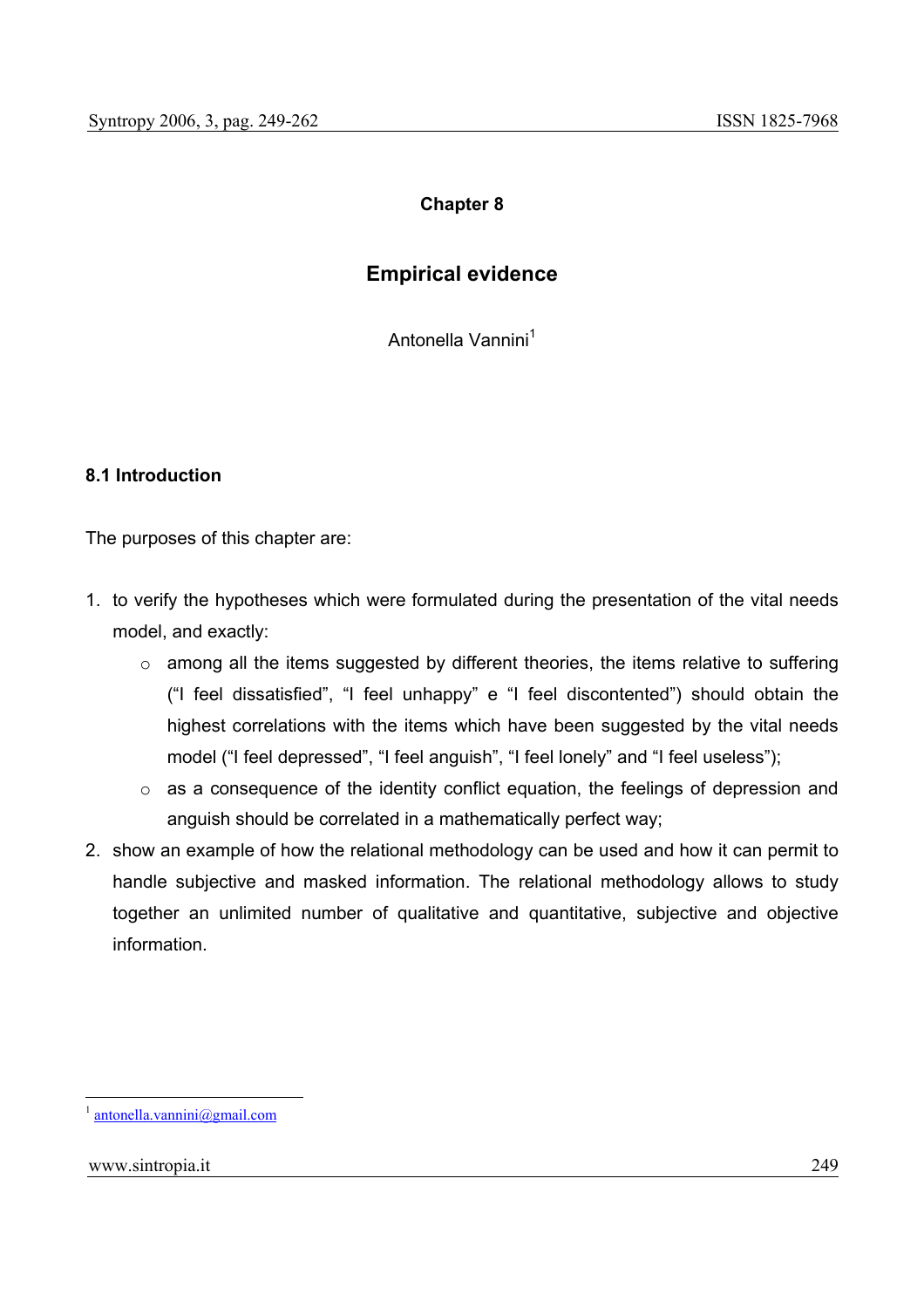## Chapter 8

# Empirical evidence

Antonella Vannini[1]

### 8.1 Introduction

The purposes of this chapter are:

1. to verify the hypotheses which were formulated during the presentation of the vital needs model, and exactly:
   - among all the items suggested by different theories, the items relative to suffering ("I feel dissatisfied", "I feel unhappy" e "I feel discontented") should obtain the highest correlations with the items which have been suggested by the vital needs model ("I feel depressed", "I feel anguish", "I feel lonely" and "I feel useless");
   - as a consequence of the identity conflict equation, the feelings of depression and anguish should be correlated in a mathematically perfect way;
2. show an example of how the relational methodology can be used and how it can permit to handle subjective and masked information. The relational methodology allows to study together an unlimited number of qualitative and quantitative, subjective and objective information.

---

[1] antonella.vannini@gmail.com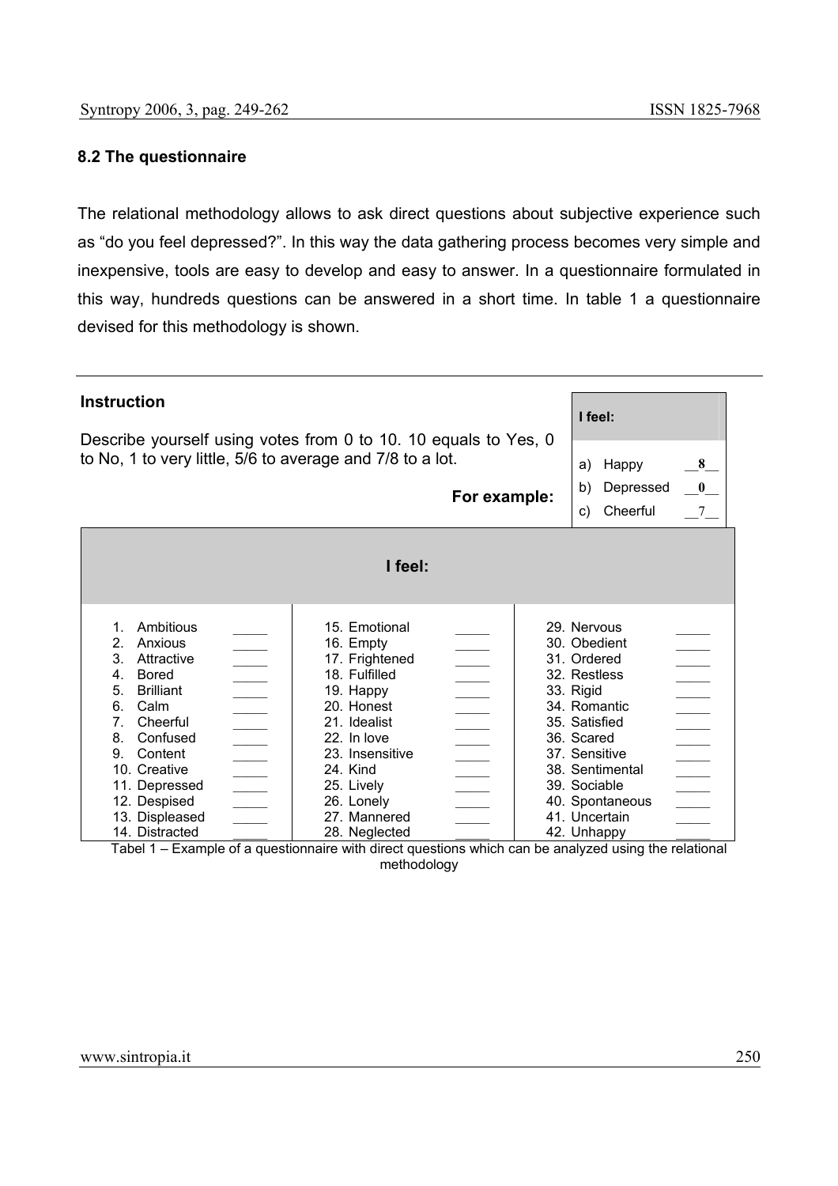### 8.2 The questionnaire

The relational methodology allows to ask direct questions about subjective experience such as "do you feel depressed?". In this way the data gathering process becomes very simple and inexpensive, tools are easy to develop and easy to answer. In a questionnaire formulated in this way, hundreds questions can be answered in a short time. In table 1 a questionnaire devised for this methodology is shown.

**Instruction**

Describe yourself using votes from 0 to 10. 10 equals to Yes, 0 to No, 1 to very little, 5/6 to average and 7/8 to a lot.

**For example:**

| I feel: | |
|---|---|
| a) Happy | 8 |
| b) Depressed | 0 |
| c) Cheerful | 7 |

**I feel:**

| | | | | | |
|---|---|---|---|---|---|
| 1. Ambitious | _____ | 15. Emotional | _____ | 29. Nervous | _____ |
| 2. Anxious | _____ | 16. Empty | _____ | 30. Obedient | _____ |
| 3. Attractive | _____ | 17. Frightened | _____ | 31. Ordered | _____ |
| 4. Bored | _____ | 18. Fulfilled | _____ | 32. Restless | _____ |
| 5. Brilliant | _____ | 19. Happy | _____ | 33. Rigid | _____ |
| 6. Calm | _____ | 20. Honest | _____ | 34. Romantic | _____ |
| 7. Cheerful | _____ | 21. Idealist | _____ | 35. Satisfied | _____ |
| 8. Confused | _____ | 22. In love | _____ | 36. Scared | _____ |
| 9. Content | _____ | 23. Insensitive | _____ | 37. Sensitive | _____ |
| 10. Creative | _____ | 24. Kind | _____ | 38. Sentimental | _____ |
| 11. Depressed | _____ | 25. Lively | _____ | 39. Sociable | _____ |
| 12. Despised | _____ | 26. Lonely | _____ | 40. Spontaneous | _____ |
| 13. Displeased | _____ | 27. Mannered | _____ | 41. Uncertain | _____ |
| 14. Distracted | _____ | 28. Neglected | _____ | 42. Unhappy | _____ |

Tabel 1 – Example of a questionnaire with direct questions which can be analyzed using the relational methodology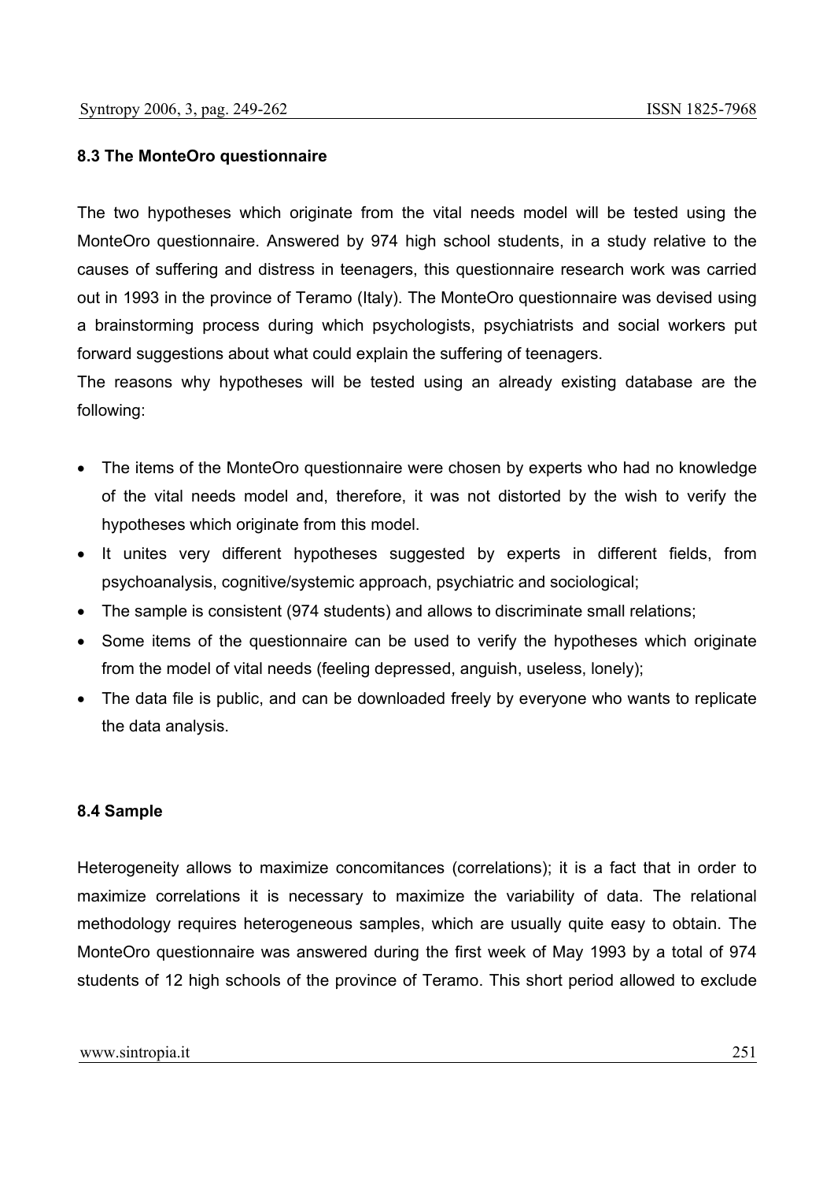### 8.3 The MonteOro questionnaire

The two hypotheses which originate from the vital needs model will be tested using the MonteOro questionnaire. Answered by 974 high school students, in a study relative to the causes of suffering and distress in teenagers, this questionnaire research work was carried out in 1993 in the province of Teramo (Italy). The MonteOro questionnaire was devised using a brainstorming process during which psychologists, psychiatrists and social workers put forward suggestions about what could explain the suffering of teenagers.

The reasons why hypotheses will be tested using an already existing database are the following:

- The items of the MonteOro questionnaire were chosen by experts who had no knowledge of the vital needs model and, therefore, it was not distorted by the wish to verify the hypotheses which originate from this model.
- It unites very different hypotheses suggested by experts in different fields, from psychoanalysis, cognitive/systemic approach, psychiatric and sociological;
- The sample is consistent (974 students) and allows to discriminate small relations;
- Some items of the questionnaire can be used to verify the hypotheses which originate from the model of vital needs (feeling depressed, anguish, useless, lonely);
- The data file is public, and can be downloaded freely by everyone who wants to replicate the data analysis.

### 8.4 Sample

Heterogeneity allows to maximize concomitances (correlations); it is a fact that in order to maximize correlations it is necessary to maximize the variability of data. The relational methodology requires heterogeneous samples, which are usually quite easy to obtain. The MonteOro questionnaire was answered during the first week of May 1993 by a total of 974 students of 12 high schools of the province of Teramo. This short period allowed to exclude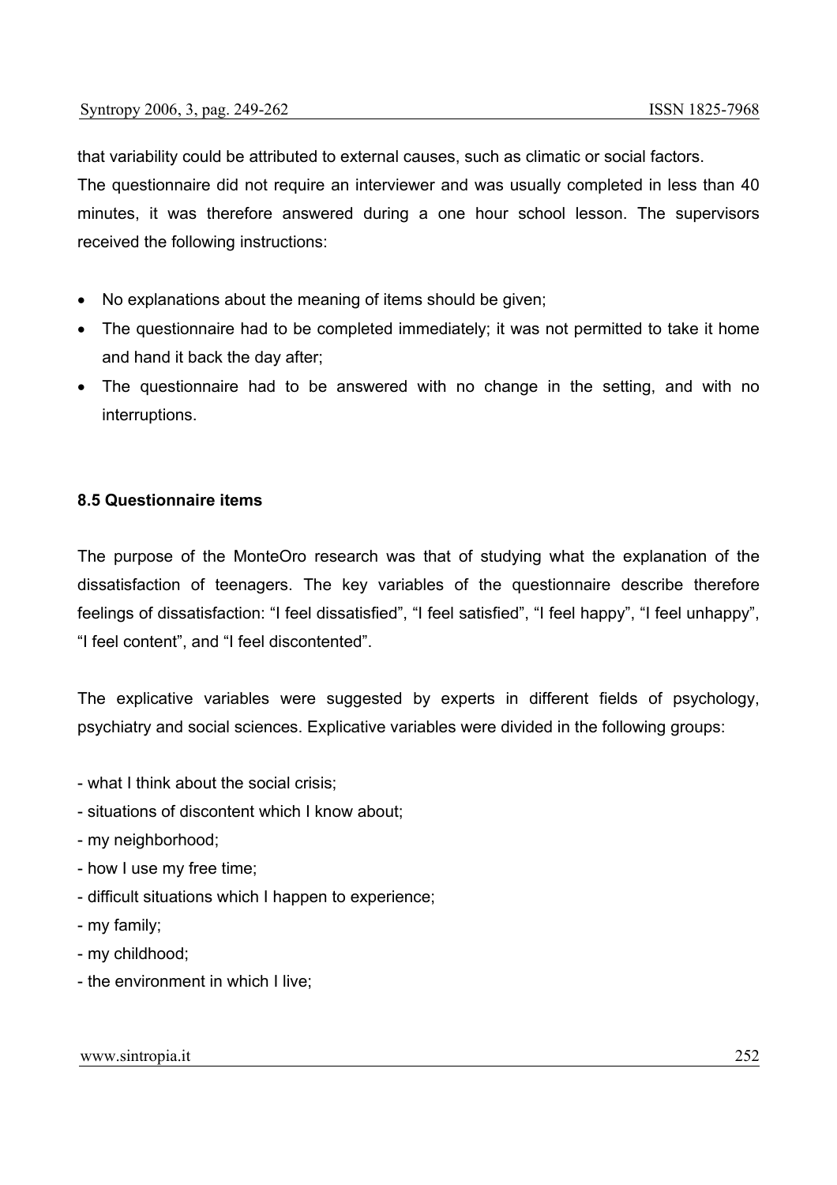that variability could be attributed to external causes, such as climatic or social factors.

The questionnaire did not require an interviewer and was usually completed in less than 40 minutes, it was therefore answered during a one hour school lesson. The supervisors received the following instructions:

- No explanations about the meaning of items should be given;
- The questionnaire had to be completed immediately; it was not permitted to take it home and hand it back the day after;
- The questionnaire had to be answered with no change in the setting, and with no interruptions.

**8.5 Questionnaire items**

The purpose of the MonteOro research was that of studying what the explanation of the dissatisfaction of teenagers. The key variables of the questionnaire describe therefore feelings of dissatisfaction: "I feel dissatisfied", "I feel satisfied", "I feel happy", "I feel unhappy", "I feel content", and "I feel discontented".

The explicative variables were suggested by experts in different fields of psychology, psychiatry and social sciences. Explicative variables were divided in the following groups:

- what I think about the social crisis;
- situations of discontent which I know about;
- my neighborhood;
- how I use my free time;
- difficult situations which I happen to experience;
- my family;
- my childhood;
- the environment in which I live;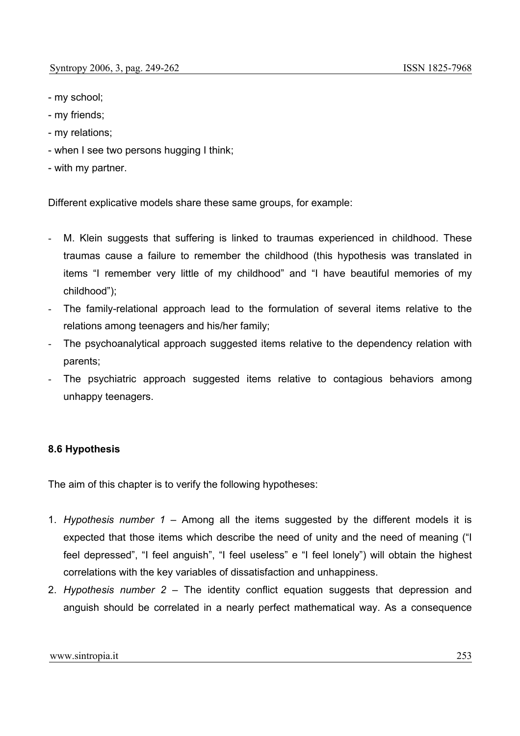- my school;
- my friends;
- my relations;
- when I see two persons hugging I think;
- with my partner.

Different explicative models share these same groups, for example:

- M. Klein suggests that suffering is linked to traumas experienced in childhood. These traumas cause a failure to remember the childhood (this hypothesis was translated in items "I remember very little of my childhood" and "I have beautiful memories of my childhood");
- The family-relational approach lead to the formulation of several items relative to the relations among teenagers and his/her family;
- The psychoanalytical approach suggested items relative to the dependency relation with parents;
- The psychiatric approach suggested items relative to contagious behaviors among unhappy teenagers.

### 8.6 Hypothesis

The aim of this chapter is to verify the following hypotheses:

1. *Hypothesis number 1* – Among all the items suggested by the different models it is expected that those items which describe the need of unity and the need of meaning ("I feel depressed", "I feel anguish", "I feel useless" e "I feel lonely") will obtain the highest correlations with the key variables of dissatisfaction and unhappiness.
2. *Hypothesis number 2* – The identity conflict equation suggests that depression and anguish should be correlated in a nearly perfect mathematical way. As a consequence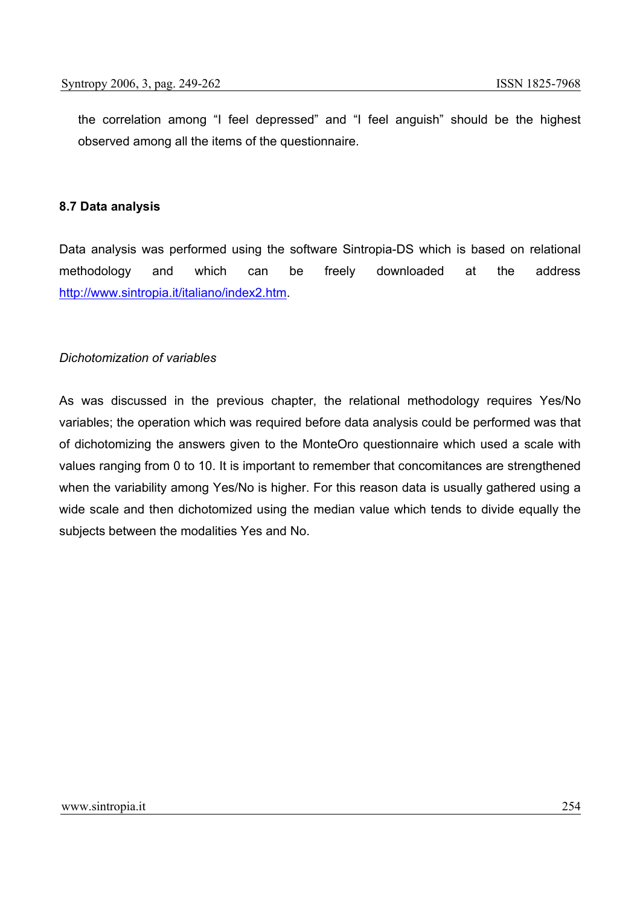the correlation among “I feel depressed” and “I feel anguish” should be the highest observed among all the items of the questionnaire.

### 8.7 Data analysis

Data analysis was performed using the software Sintropia-DS which is based on relational methodology and which can be freely downloaded at the address [http://www.sintropia.it/italiano/index2.htm](http://www.sintropia.it/italiano/index2.htm).

*Dichotomization of variables*

As was discussed in the previous chapter, the relational methodology requires Yes/No variables; the operation which was required before data analysis could be performed was that of dichotomizing the answers given to the MonteOro questionnaire which used a scale with values ranging from 0 to 10. It is important to remember that concomitances are strengthened when the variability among Yes/No is higher. For this reason data is usually gathered using a wide scale and then dichotomized using the median value which tends to divide equally the subjects between the modalities Yes and No.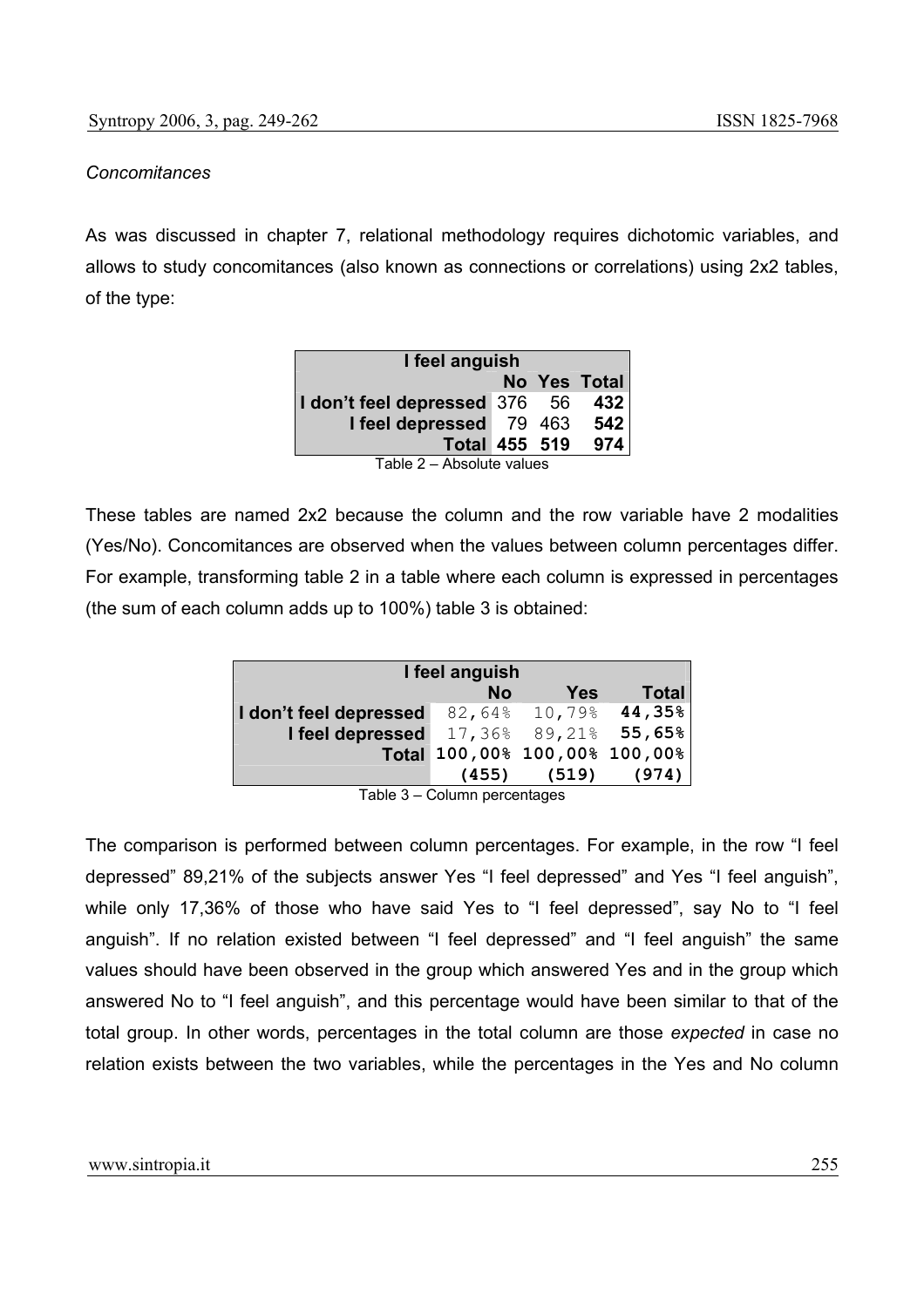*Concomitances*

As was discussed in chapter 7, relational methodology requires dichotomic variables, and allows to study concomitances (also known as connections or correlations) using 2x2 tables, of the type:

| | I feel anguish | | |
|---|---|---|---|
| | **No** | **Yes** | **Total** |
| **I don't feel depressed** | 376 | 56 | **432** |
| **I feel depressed** | 79 | 463 | **542** |
| **Total** | **455** | **519** | **974** |

Table 2 – Absolute values

These tables are named 2x2 because the column and the row variable have 2 modalities (Yes/No). Concomitances are observed when the values between column percentages differ. For example, transforming table 2 in a table where each column is expressed in percentages (the sum of each column adds up to 100%) table 3 is obtained:

| | I feel anguish | | |
|---|---|---|---|
| | **No** | **Yes** | **Total** |
| **I don't feel depressed** | 82,64% | 10,79% | **44,35%** |
| **I feel depressed** | 17,36% | 89,21% | **55,65%** |
| **Total** | **100,00%** | **100,00%** | **100,00%** |
| | **(455)** | **(519)** | **(974)** |

Table 3 – Column percentages

The comparison is performed between column percentages. For example, in the row "I feel depressed" 89,21% of the subjects answer Yes "I feel depressed" and Yes "I feel anguish", while only 17,36% of those who have said Yes to "I feel depressed", say No to "I feel anguish". If no relation existed between "I feel depressed" and "I feel anguish" the same values should have been observed in the group which answered Yes and in the group which answered No to "I feel anguish", and this percentage would have been similar to that of the total group. In other words, percentages in the total column are those *expected* in case no relation exists between the two variables, while the percentages in the Yes and No column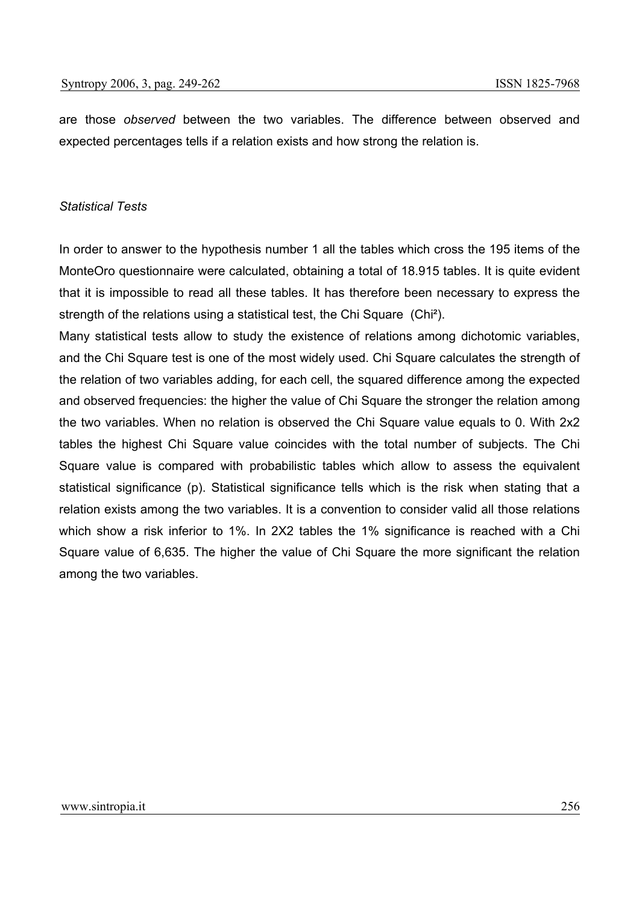are those *observed* between the two variables. The difference between observed and expected percentages tells if a relation exists and how strong the relation is.

*Statistical Tests*

In order to answer to the hypothesis number 1 all the tables which cross the 195 items of the MonteOro questionnaire were calculated, obtaining a total of 18.915 tables. It is quite evident that it is impossible to read all these tables. It has therefore been necessary to express the strength of the relations using a statistical test, the Chi Square (Chi²).

Many statistical tests allow to study the existence of relations among dichotomic variables, and the Chi Square test is one of the most widely used. Chi Square calculates the strength of the relation of two variables adding, for each cell, the squared difference among the expected and observed frequencies: the higher the value of Chi Square the stronger the relation among the two variables. When no relation is observed the Chi Square value equals to 0. With 2x2 tables the highest Chi Square value coincides with the total number of subjects. The Chi Square value is compared with probabilistic tables which allow to assess the equivalent statistical significance (p). Statistical significance tells which is the risk when stating that a relation exists among the two variables. It is a convention to consider valid all those relations which show a risk inferior to 1%. In 2X2 tables the 1% significance is reached with a Chi Square value of 6,635. The higher the value of Chi Square the more significant the relation among the two variables.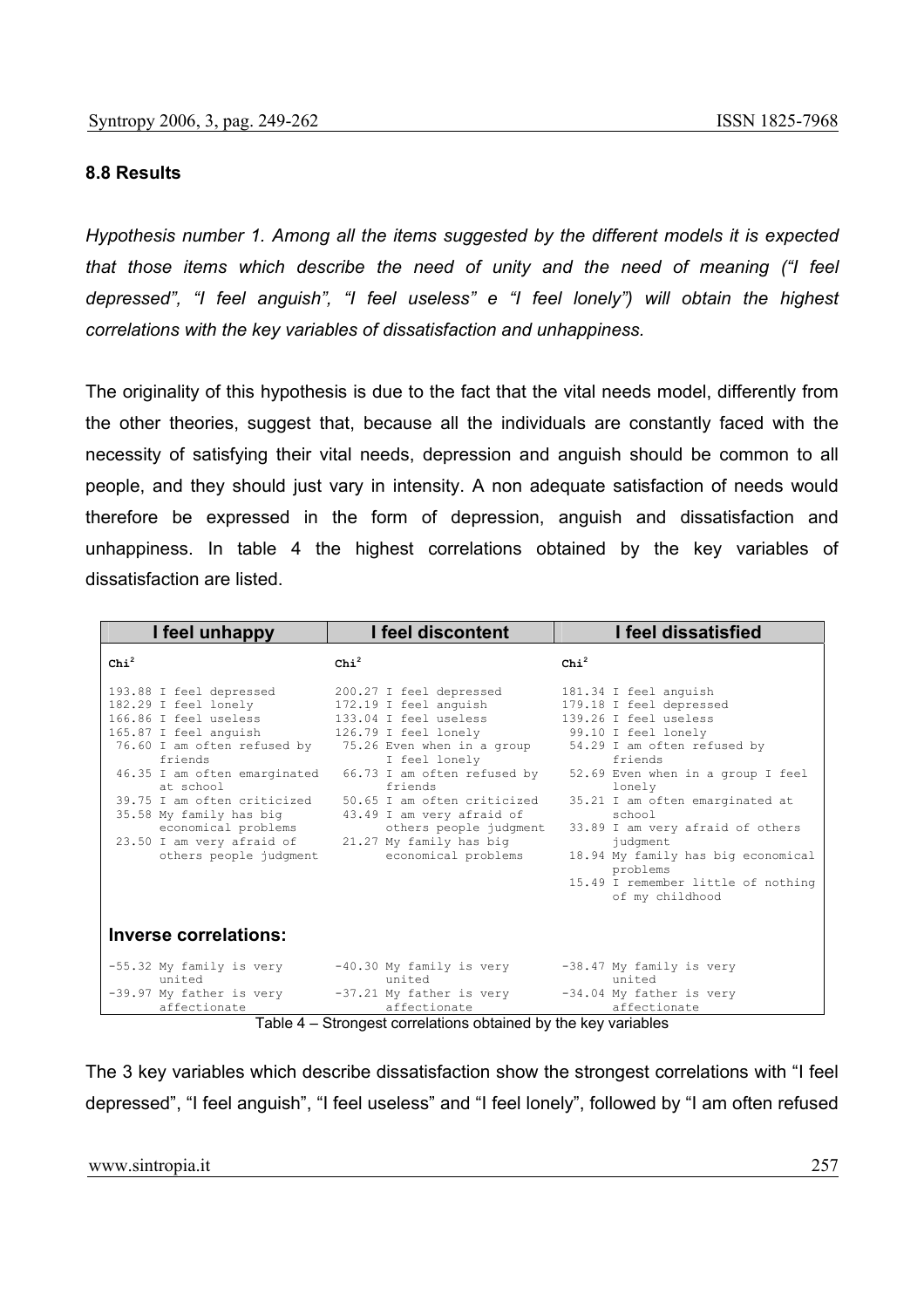#### 8.8 Results

*Hypothesis number 1. Among all the items suggested by the different models it is expected that those items which describe the need of unity and the need of meaning ("I feel depressed", "I feel anguish", "I feel useless" e "I feel lonely") will obtain the highest correlations with the key variables of dissatisfaction and unhappiness.*

The originality of this hypothesis is due to the fact that the vital needs model, differently from the other theories, suggest that, because all the individuals are constantly faced with the necessity of satisfying their vital needs, depression and anguish should be common to all people, and they should just vary in intensity. A non adequate satisfaction of needs would therefore be expressed in the form of depression, anguish and dissatisfaction and unhappiness. In table 4 the highest correlations obtained by the key variables of dissatisfaction are listed.

| I feel unhappy | I feel discontent | I feel dissatisfied |
|---|---|---|
| $Chi^2$ | $Chi^2$ | $Chi^2$ |
| 193.88 I feel depressed | 200.27 I feel depressed | 181.34 I feel anguish |
| 182.29 I feel lonely | 172.19 I feel anguish | 179.18 I feel depressed |
| 166.86 I feel useless | 133.04 I feel useless | 139.26 I feel useless |
| 165.87 I feel anguish | 126.79 I feel lonely | 99.10 I feel lonely |
| 76.60 I am often refused by friends | 75.26 Even when in a group I feel lonely | 54.29 I am often refused by friends |
| 46.35 I am often emarginated at school | 66.73 I am often refused by friends | 52.69 Even when in a group I feel lonely |
| 39.75 I am often criticized | 50.65 I am often criticized | 35.21 I am often emarginated at school |
| 35.58 My family has big economical problems | 43.49 I am very afraid of others people judgment | 33.89 I am very afraid of others judgment |
| 23.50 I am very afraid of others people judgment | 21.27 My family has big economical problems | 18.94 My family has big economical problems |
| | | 15.49 I remember little of nothing of my childhood |
| **Inverse correlations:** | | |
| -55.32 My family is very united | -40.30 My family is very united | -38.47 My family is very united |
| -39.97 My father is very affectionate | -37.21 My father is very affectionate | -34.04 My father is very affectionate |

Table 4 – Strongest correlations obtained by the key variables

The 3 key variables which describe dissatisfaction show the strongest correlations with "I feel depressed", "I feel anguish", "I feel useless" and "I feel lonely", followed by "I am often refused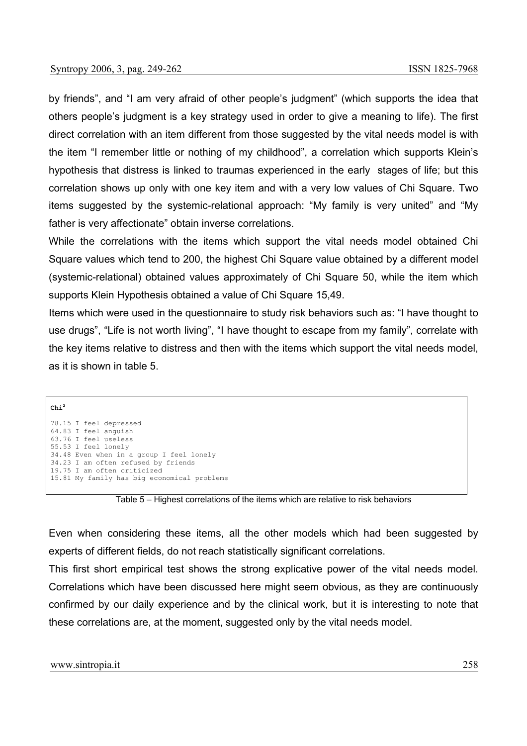by friends", and "I am very afraid of other people's judgment" (which supports the idea that others people's judgment is a key strategy used in order to give a meaning to life). The first direct correlation with an item different from those suggested by the vital needs model is with the item "I remember little or nothing of my childhood", a correlation which supports Klein's hypothesis that distress is linked to traumas experienced in the early stages of life; but this correlation shows up only with one key item and with a very low values of Chi Square. Two items suggested by the systemic-relational approach: "My family is very united" and "My father is very affectionate" obtain inverse correlations.

While the correlations with the items which support the vital needs model obtained Chi Square values which tend to 200, the highest Chi Square value obtained by a different model (systemic-relational) obtained values approximately of Chi Square 50, while the item which supports Klein Hypothesis obtained a value of Chi Square 15,49.

Items which were used in the questionnaire to study risk behaviors such as: "I have thought to use drugs", "Life is not worth living", "I have thought to escape from my family", correlate with the key items relative to distress and then with the items which support the vital needs model, as it is shown in table 5.

| $Chi^2$ | |
|---|---|
| 78.15 | I feel depressed |
| 64.83 | I feel anguish |
| 63.76 | I feel useless |
| 55.53 | I feel lonely |
| 34.48 | Even when in a group I feel lonely |
| 34.23 | I am often refused by friends |
| 19.75 | I am often criticized |
| 15.81 | My family has big economical problems |

Table 5 – Highest correlations of the items which are relative to risk behaviors

Even when considering these items, all the other models which had been suggested by experts of different fields, do not reach statistically significant correlations.

This first short empirical test shows the strong explicative power of the vital needs model. Correlations which have been discussed here might seem obvious, as they are continuously confirmed by our daily experience and by the clinical work, but it is interesting to note that these correlations are, at the moment, suggested only by the vital needs model.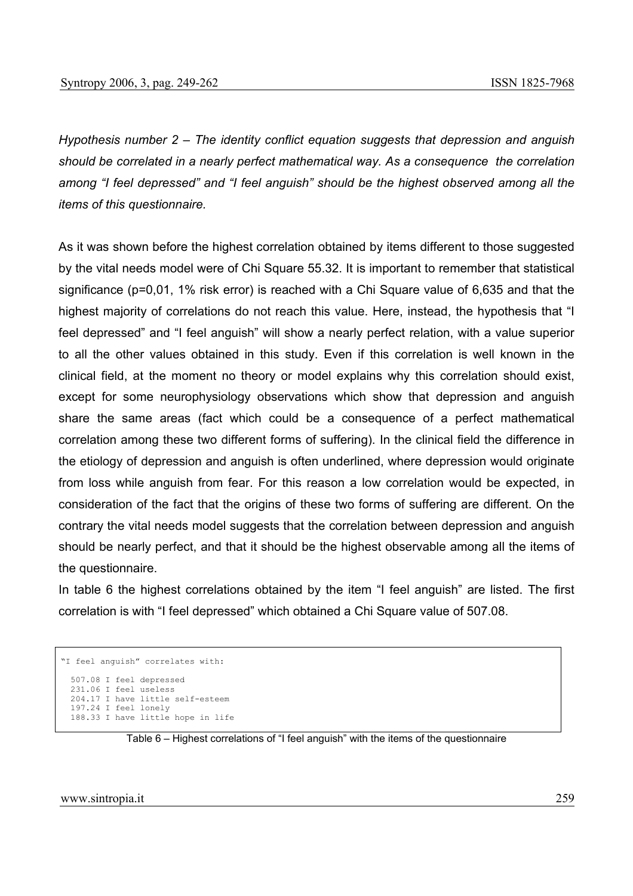*Hypothesis number 2 – The identity conflict equation suggests that depression and anguish should be correlated in a nearly perfect mathematical way. As a consequence the correlation among "I feel depressed" and "I feel anguish" should be the highest observed among all the items of this questionnaire.*

As it was shown before the highest correlation obtained by items different to those suggested by the vital needs model were of Chi Square 55.32. It is important to remember that statistical significance (p=0,01, 1% risk error) is reached with a Chi Square value of 6,635 and that the highest majority of correlations do not reach this value. Here, instead, the hypothesis that "I feel depressed" and "I feel anguish" will show a nearly perfect relation, with a value superior to all the other values obtained in this study. Even if this correlation is well known in the clinical field, at the moment no theory or model explains why this correlation should exist, except for some neurophysiology observations which show that depression and anguish share the same areas (fact which could be a consequence of a perfect mathematical correlation among these two different forms of suffering). In the clinical field the difference in the etiology of depression and anguish is often underlined, where depression would originate from loss while anguish from fear. For this reason a low correlation would be expected, in consideration of the fact that the origins of these two forms of suffering are different. On the contrary the vital needs model suggests that the correlation between depression and anguish should be nearly perfect, and that it should be the highest observable among all the items of the questionnaire.

In table 6 the highest correlations obtained by the item "I feel anguish" are listed. The first correlation is with "I feel depressed" which obtained a Chi Square value of 507.08.

```
"I feel anguish" correlates with:

  507.08 I feel depressed
  231.06 I feel useless
  204.17 I have little self-esteem
  197.24 I feel lonely
  188.33 I have little hope in life
```

Table 6 – Highest correlations of "I feel anguish" with the items of the questionnaire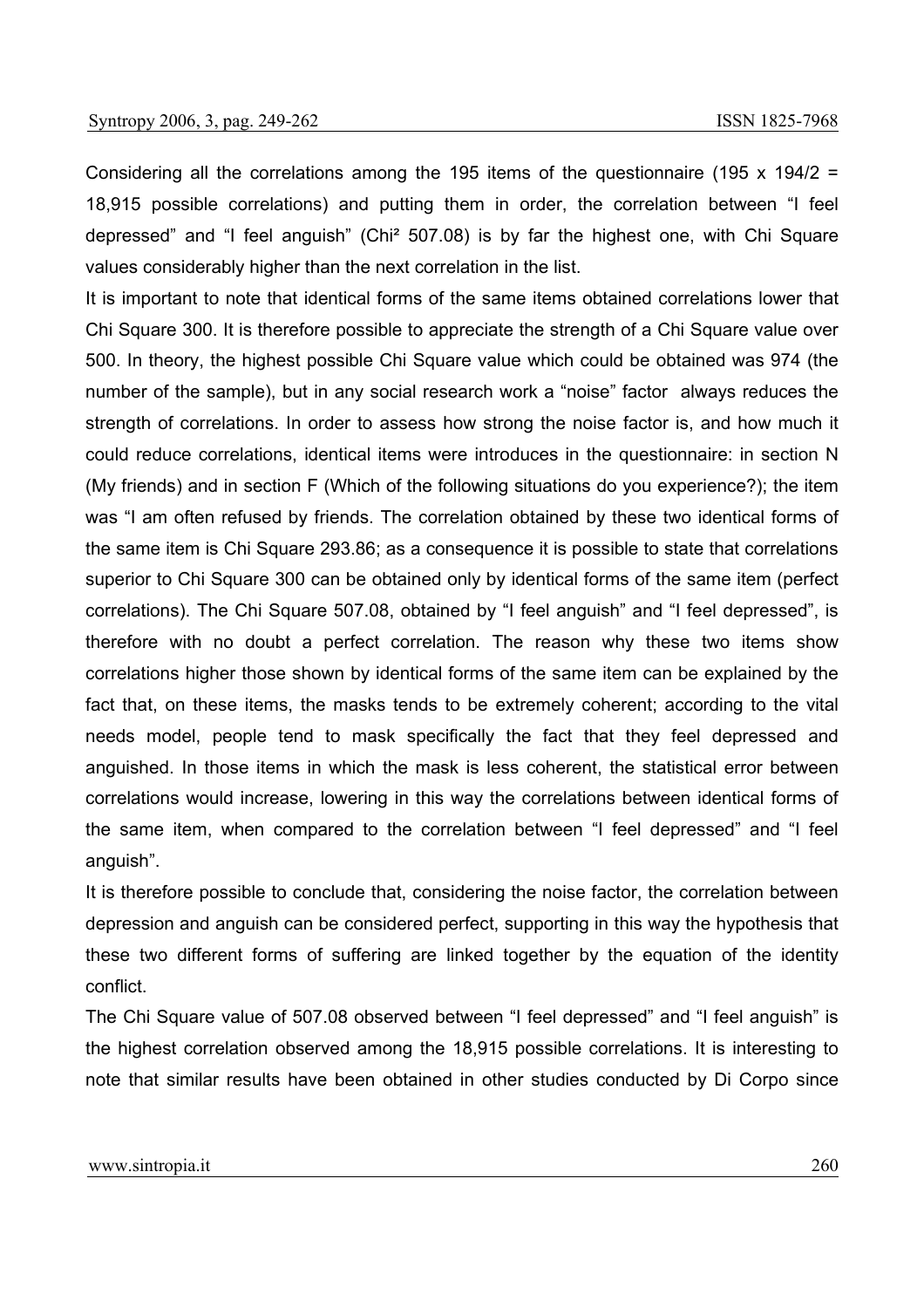Considering all the correlations among the 195 items of the questionnaire (195 x 194/2 = 18,915 possible correlations) and putting them in order, the correlation between "I feel depressed" and "I feel anguish" (Chi² 507.08) is by far the highest one, with Chi Square values considerably higher than the next correlation in the list.

It is important to note that identical forms of the same items obtained correlations lower that Chi Square 300. It is therefore possible to appreciate the strength of a Chi Square value over 500. In theory, the highest possible Chi Square value which could be obtained was 974 (the number of the sample), but in any social research work a "noise" factor always reduces the strength of correlations. In order to assess how strong the noise factor is, and how much it could reduce correlations, identical items were introduces in the questionnaire: in section N (My friends) and in section F (Which of the following situations do you experience?); the item was "I am often refused by friends. The correlation obtained by these two identical forms of the same item is Chi Square 293.86; as a consequence it is possible to state that correlations superior to Chi Square 300 can be obtained only by identical forms of the same item (perfect correlations). The Chi Square 507.08, obtained by "I feel anguish" and "I feel depressed", is therefore with no doubt a perfect correlation. The reason why these two items show correlations higher those shown by identical forms of the same item can be explained by the fact that, on these items, the masks tends to be extremely coherent; according to the vital needs model, people tend to mask specifically the fact that they feel depressed and anguished. In those items in which the mask is less coherent, the statistical error between correlations would increase, lowering in this way the correlations between identical forms of the same item, when compared to the correlation between "I feel depressed" and "I feel anguish".

It is therefore possible to conclude that, considering the noise factor, the correlation between depression and anguish can be considered perfect, supporting in this way the hypothesis that these two different forms of suffering are linked together by the equation of the identity conflict.

The Chi Square value of 507.08 observed between "I feel depressed" and "I feel anguish" is the highest correlation observed among the 18,915 possible correlations. It is interesting to note that similar results have been obtained in other studies conducted by Di Corpo since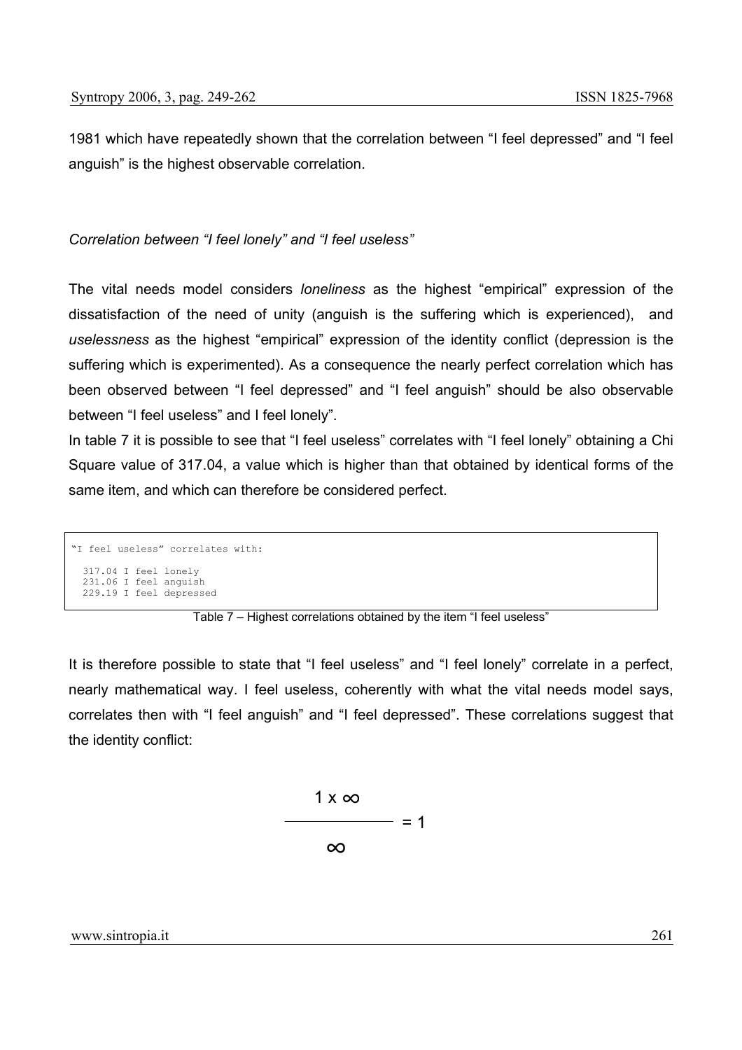1981 which have repeatedly shown that the correlation between "I feel depressed" and "I feel anguish" is the highest observable correlation.

*Correlation between "I feel lonely" and "I feel useless"*

The vital needs model considers *loneliness* as the highest "empirical" expression of the dissatisfaction of the need of unity (anguish is the suffering which is experienced), and *uselessness* as the highest "empirical" expression of the identity conflict (depression is the suffering which is experimented). As a consequence the nearly perfect correlation which has been observed between "I feel depressed" and "I feel anguish" should be also observable between "I feel useless" and I feel lonely".

In table 7 it is possible to see that "I feel useless" correlates with "I feel lonely" obtaining a Chi Square value of 317.04, a value which is higher than that obtained by identical forms of the same item, and which can therefore be considered perfect.

```
"I feel useless" correlates with:

  317.04 I feel lonely
  231.06 I feel anguish
  229.19 I feel depressed
```

Table 7 – Highest correlations obtained by the item "I feel useless"

It is therefore possible to state that "I feel useless" and "I feel lonely" correlate in a perfect, nearly mathematical way. I feel useless, coherently with what the vital needs model says, correlates then with "I feel anguish" and "I feel depressed". These correlations suggest that the identity conflict:

$$\frac{1 \times \infty}{\infty} = 1$$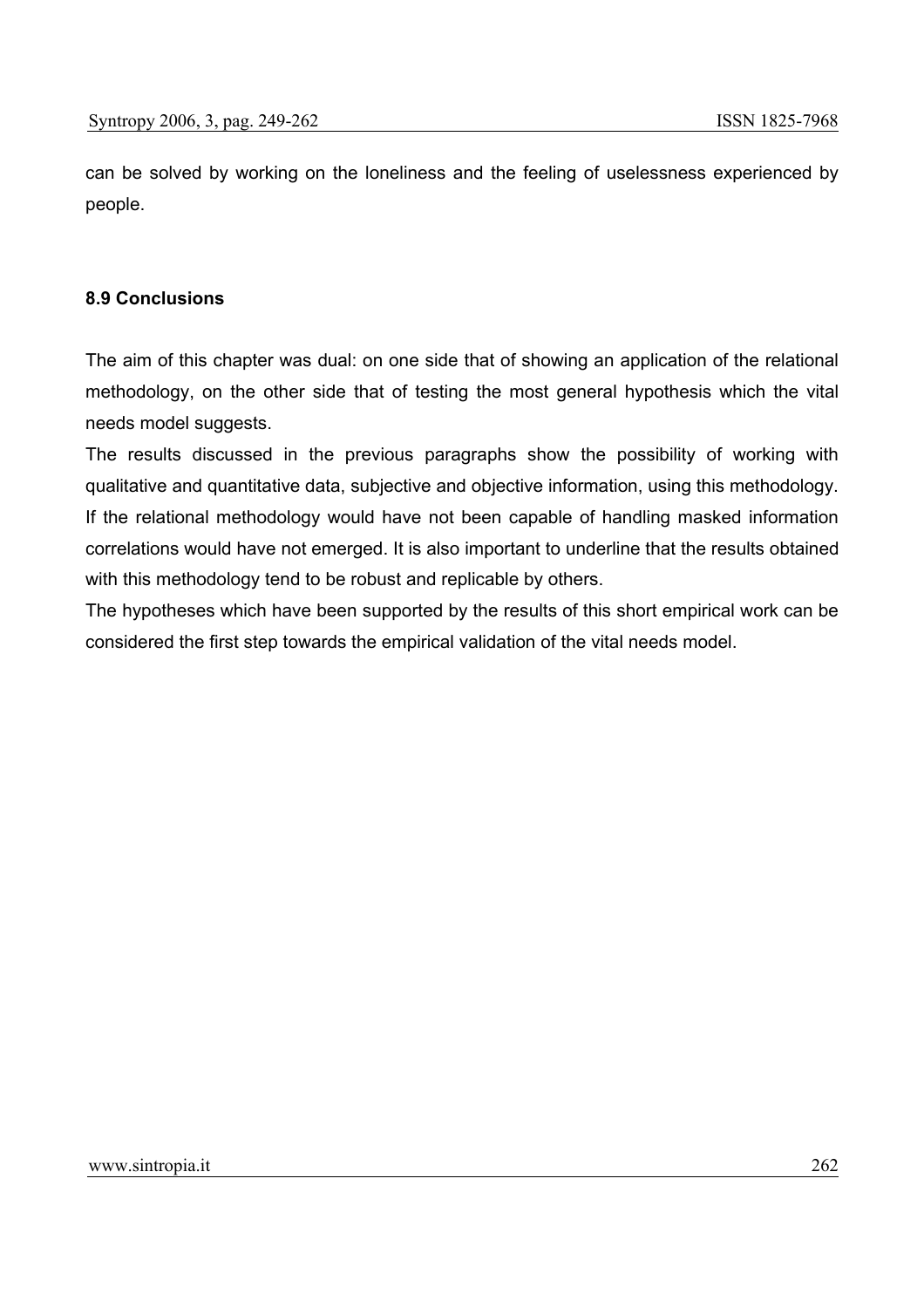can be solved by working on the loneliness and the feeling of uselessness experienced by people.

### 8.9 Conclusions

The aim of this chapter was dual: on one side that of showing an application of the relational methodology, on the other side that of testing the most general hypothesis which the vital needs model suggests.

The results discussed in the previous paragraphs show the possibility of working with qualitative and quantitative data, subjective and objective information, using this methodology. If the relational methodology would have not been capable of handling masked information correlations would have not emerged. It is also important to underline that the results obtained with this methodology tend to be robust and replicable by others.

The hypotheses which have been supported by the results of this short empirical work can be considered the first step towards the empirical validation of the vital needs model.